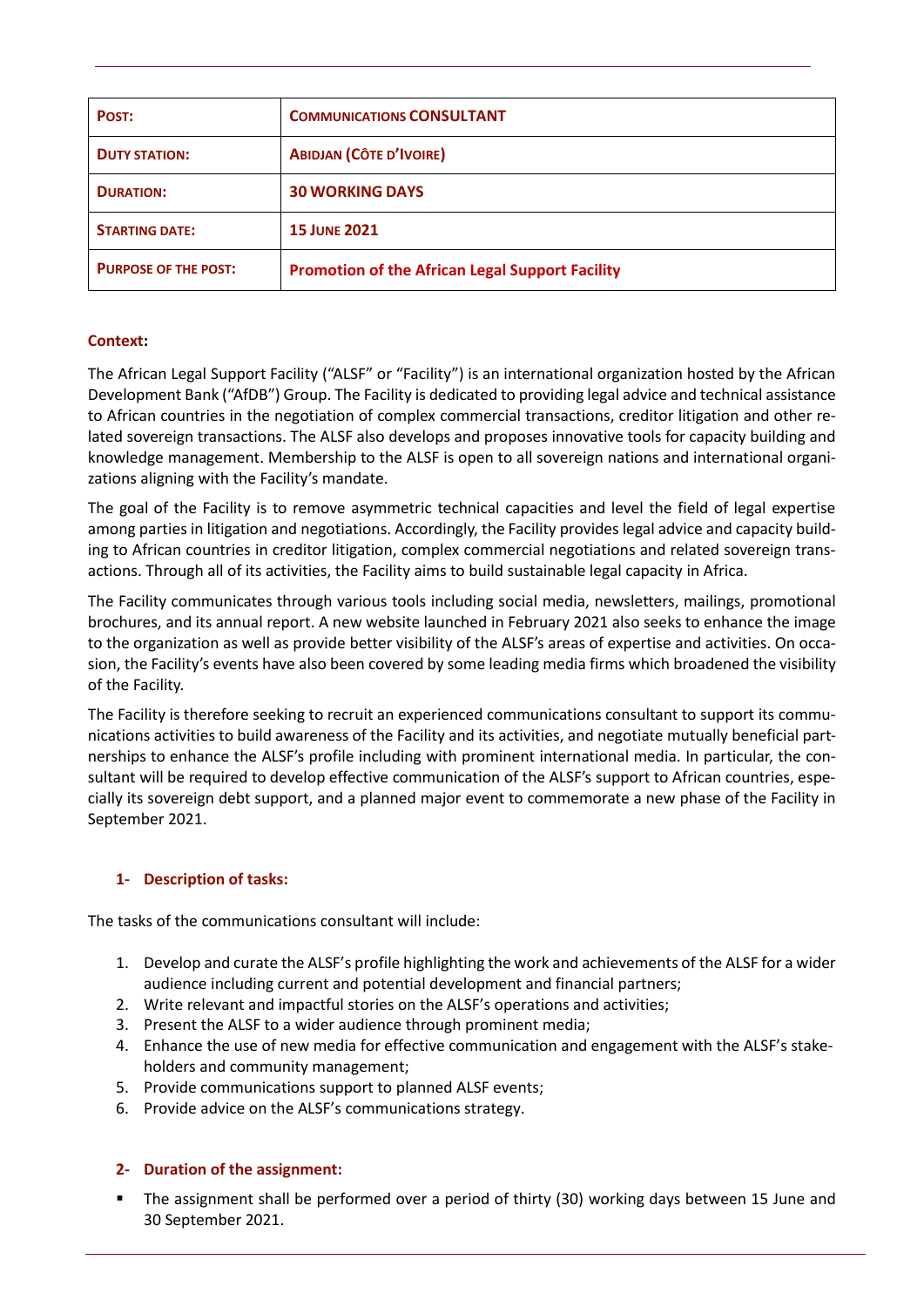| **Post:** | **Communications Consultant** |
| --- | --- |
| **Duty station:** | **Abidjan (Côte d'Ivoire)** |
| **Duration:** | **30 working days** |
| **Starting date:** | **15 June 2021** |
| **Purpose of the post:** | **Promotion of the African Legal Support Facility** |

**Context:**

The African Legal Support Facility ("ALSF" or "Facility") is an international organization hosted by the African Development Bank ("AfDB") Group. The Facility is dedicated to providing legal advice and technical assistance to African countries in the negotiation of complex commercial transactions, creditor litigation and other related sovereign transactions. The ALSF also develops and proposes innovative tools for capacity building and knowledge management. Membership to the ALSF is open to all sovereign nations and international organizations aligning with the Facility's mandate.

The goal of the Facility is to remove asymmetric technical capacities and level the field of legal expertise among parties in litigation and negotiations. Accordingly, the Facility provides legal advice and capacity building to African countries in creditor litigation, complex commercial negotiations and related sovereign transactions. Through all of its activities, the Facility aims to build sustainable legal capacity in Africa.

The Facility communicates through various tools including social media, newsletters, mailings, promotional brochures, and its annual report. A new website launched in February 2021 also seeks to enhance the image to the organization as well as provide better visibility of the ALSF's areas of expertise and activities. On occasion, the Facility's events have also been covered by some leading media firms which broadened the visibility of the Facility.

The Facility is therefore seeking to recruit an experienced communications consultant to support its communications activities to build awareness of the Facility and its activities, and negotiate mutually beneficial partnerships to enhance the ALSF's profile including with prominent international media. In particular, the consultant will be required to develop effective communication of the ALSF's support to African countries, especially its sovereign debt support, and a planned major event to commemorate a new phase of the Facility in September 2021.

**1- Description of tasks:**

The tasks of the communications consultant will include:

1. Develop and curate the ALSF's profile highlighting the work and achievements of the ALSF for a wider audience including current and potential development and financial partners;
2. Write relevant and impactful stories on the ALSF's operations and activities;
3. Present the ALSF to a wider audience through prominent media;
4. Enhance the use of new media for effective communication and engagement with the ALSF's stakeholders and community management;
5. Provide communications support to planned ALSF events;
6. Provide advice on the ALSF's communications strategy.

**2- Duration of the assignment:**

- The assignment shall be performed over a period of thirty (30) working days between 15 June and 30 September 2021.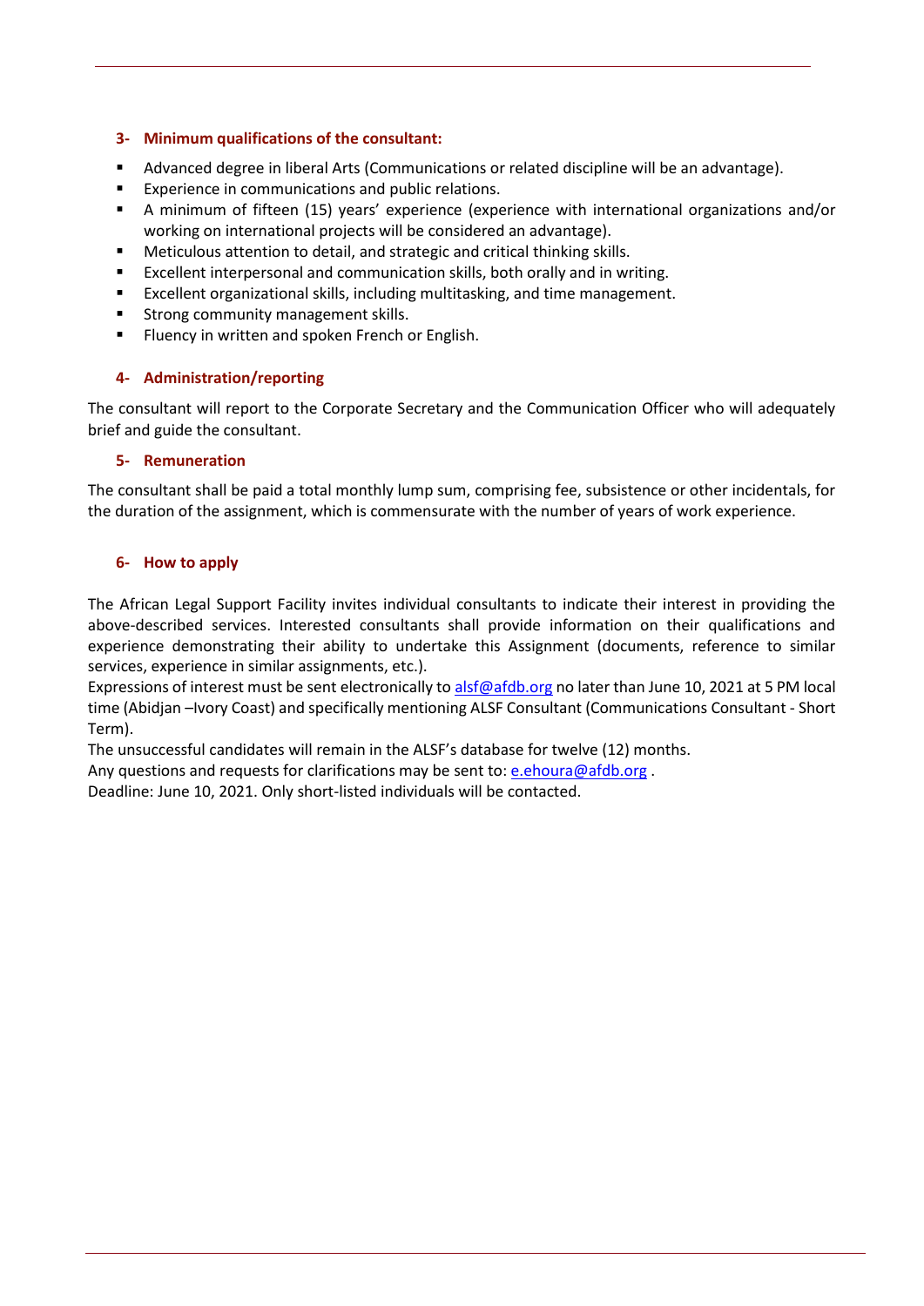### 3- Minimum qualifications of the consultant:

- Advanced degree in liberal Arts (Communications or related discipline will be an advantage).
- Experience in communications and public relations.
- A minimum of fifteen (15) years' experience (experience with international organizations and/or working on international projects will be considered an advantage).
- Meticulous attention to detail, and strategic and critical thinking skills.
- Excellent interpersonal and communication skills, both orally and in writing.
- Excellent organizational skills, including multitasking, and time management.
- Strong community management skills.
- Fluency in written and spoken French or English.

### 4- Administration/reporting

The consultant will report to the Corporate Secretary and the Communication Officer who will adequately brief and guide the consultant.

### 5- Remuneration

The consultant shall be paid a total monthly lump sum, comprising fee, subsistence or other incidentals, for the duration of the assignment, which is commensurate with the number of years of work experience.

### 6- How to apply

The African Legal Support Facility invites individual consultants to indicate their interest in providing the above-described services. Interested consultants shall provide information on their qualifications and experience demonstrating their ability to undertake this Assignment (documents, reference to similar services, experience in similar assignments, etc.).

Expressions of interest must be sent electronically to alsf@afdb.org no later than June 10, 2021 at 5 PM local time (Abidjan –Ivory Coast) and specifically mentioning ALSF Consultant (Communications Consultant - Short Term).

The unsuccessful candidates will remain in the ALSF's database for twelve (12) months.

Any questions and requests for clarifications may be sent to: e.ehoura@afdb.org .

Deadline: June 10, 2021. Only short-listed individuals will be contacted.